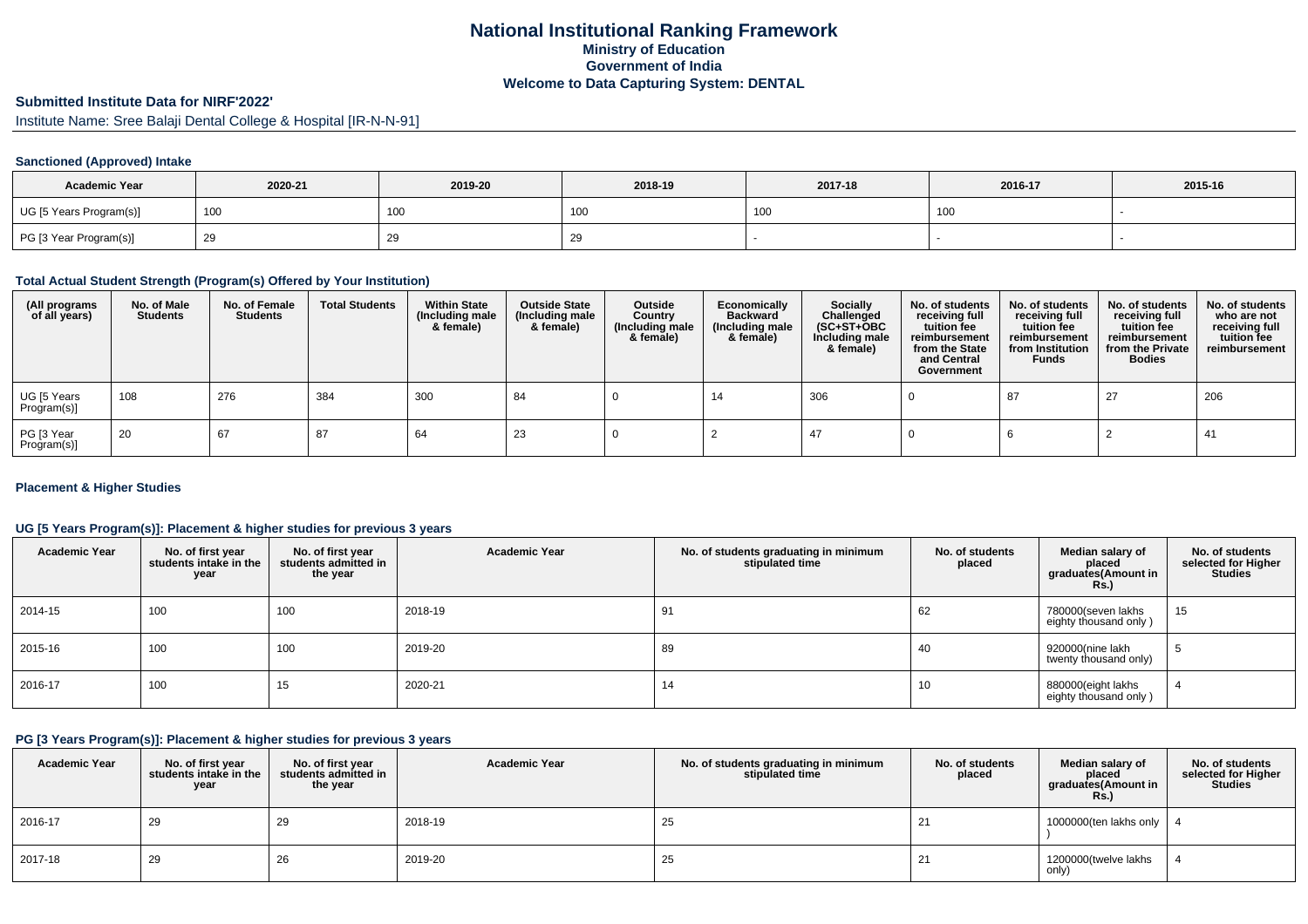# National Institutional Ranking Framework
## Ministry of Education
## Government of India
## Welcome to Data Capturing System: DENTAL

### Submitted Institute Data for NIRF'2022'

Institute Name: Sree Balaji Dental College & Hospital [IR-N-N-91]

#### Sanctioned (Approved) Intake

| Academic Year | 2020-21 | 2019-20 | 2018-19 | 2017-18 | 2016-17 | 2015-16 |
|---|---|---|---|---|---|---|
| UG [5 Years Program(s)] | 100 | 100 | 100 | 100 | 100 | - |
| PG [3 Year Program(s)] | 29 | 29 | 29 | - | - | - |

#### Total Actual Student Strength (Program(s) Offered by Your Institution)

| (All programs of all years) | No. of Male Students | No. of Female Students | Total Students | Within State (Including male & female) | Outside State (Including male & female) | Outside Country (Including male & female) | Economically Backward (Including male & female) | Socially Challenged (SC+ST+OBC Including male & female) | No. of students receiving full tuition fee reimbursement from the State and Central Government | No. of students receiving full tuition fee reimbursement from Institution Funds | No. of students receiving full tuition fee reimbursement from the Private Bodies | No. of students who are not receiving full tuition fee reimbursement |
|---|---|---|---|---|---|---|---|---|---|---|---|---|
| UG [5 Years Program(s)] | 108 | 276 | 384 | 300 | 84 | 0 | 14 | 306 | 0 | 87 | 27 | 206 |
| PG [3 Year Program(s)] | 20 | 67 | 87 | 64 | 23 | 0 | 2 | 47 | 0 | 6 | 2 | 41 |

#### Placement & Higher Studies

#### UG [5 Years Program(s)]: Placement & higher studies for previous 3 years

| Academic Year | No. of first year students intake in the year | No. of first year students admitted in the year | Academic Year | No. of students graduating in minimum stipulated time | No. of students placed | Median salary of placed graduates(Amount in Rs.) | No. of students selected for Higher Studies |
|---|---|---|---|---|---|---|---|
| 2014-15 | 100 | 100 | 2018-19 | 91 | 62 | 780000(seven lakhs eighty thousand only ) | 15 |
| 2015-16 | 100 | 100 | 2019-20 | 89 | 40 | 920000(nine lakh twenty thousand only) | 5 |
| 2016-17 | 100 | 15 | 2020-21 | 14 | 10 | 880000(eight lakhs eighty thousand only ) | 4 |

#### PG [3 Years Program(s)]: Placement & higher studies for previous 3 years

| Academic Year | No. of first year students intake in the year | No. of first year students admitted in the year | Academic Year | No. of students graduating in minimum stipulated time | No. of students placed | Median salary of placed graduates(Amount in Rs.) | No. of students selected for Higher Studies |
|---|---|---|---|---|---|---|---|
| 2016-17 | 29 | 29 | 2018-19 | 25 | 21 | 1000000(ten lakhs only ) | 4 |
| 2017-18 | 29 | 26 | 2019-20 | 25 | 21 | 1200000(twelve lakhs only) | 4 |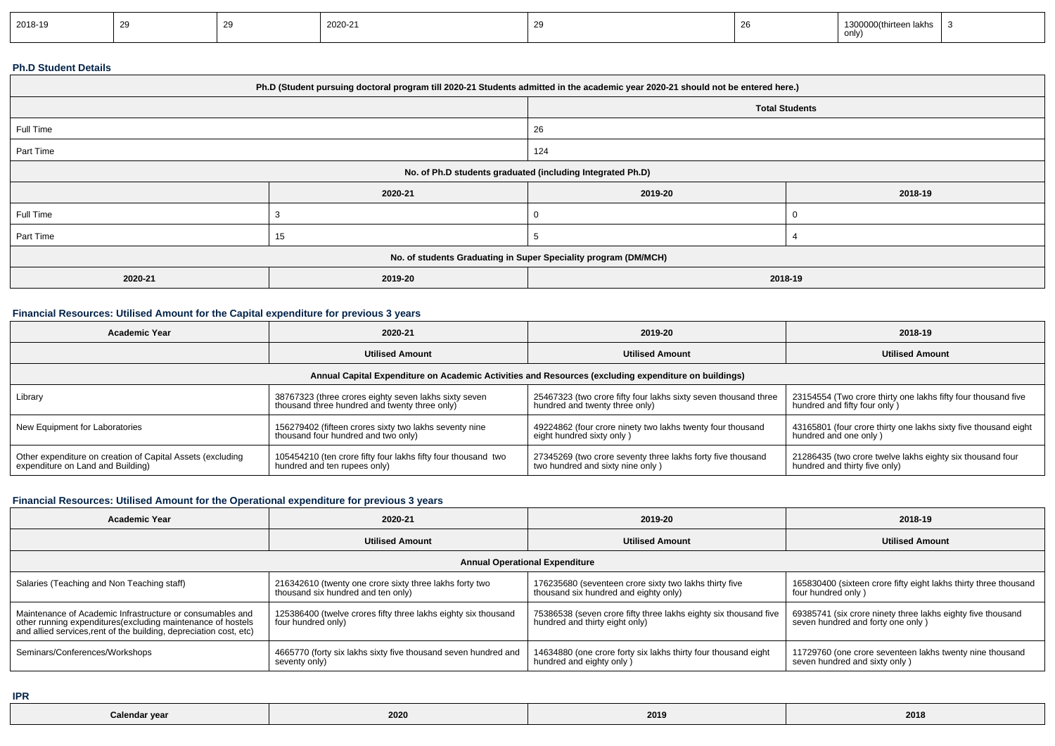| 2018-19 | 29 | 29 | 2020-21 | 29 | 26 | 1300000(thirteen lakhs only) | 3 |
|---|---|---|---|---|---|---|---|

**Ph.D Student Details**

| Ph.D (Student pursuing doctoral program till 2020-21 Students admitted in the academic year 2020-21 should not be entered here.) | | | |
|---|---|---|---|
| | | Total Students | |
| Full Time | | 26 | |
| Part Time | | 124 | |
| No. of Ph.D students graduated (including Integrated Ph.D) | | | |
| | 2020-21 | 2019-20 | 2018-19 |
| Full Time | 3 | 0 | 0 |
| Part Time | 15 | 5 | 4 |
| No. of students Graduating in Super Speciality program (DM/MCH) | | | |
| 2020-21 | 2019-20 | 2018-19 | |

**Financial Resources: Utilised Amount for the Capital expenditure for previous 3 years**

| Academic Year | 2020-21 | 2019-20 | 2018-19 |
|---|---|---|---|
| | Utilised Amount | Utilised Amount | Utilised Amount |
| Annual Capital Expenditure on Academic Activities and Resources (excluding expenditure on buildings) | | | |
| Library | 38767323 (three crores eighty seven lakhs sixty seven thousand three hundred and twenty three only) | 25467323 (two crore fifty four lakhs sixty seven thousand three hundred and twenty three only) | 23154554 (Two crore thirty one lakhs fifty four thousand five hundred and fifty four only ) |
| New Equipment for Laboratories | 156279402 (fifteen crores sixty two lakhs seventy nine thousand four hundred and two only) | 49224862 (four crore ninety two lakhs twenty four thousand eight hundred sixty only ) | 43165801 (four crore thirty one lakhs sixty five thousand eight hundred and one only ) |
| Other expenditure on creation of Capital Assets (excluding expenditure on Land and Building) | 105454210 (ten crore fifty four lakhs fifty four thousand two hundred and ten rupees only) | 27345269 (two crore seventy three lakhs forty five thousand two hundred and sixty nine only ) | 21286435 (two crore twelve lakhs eighty six thousand four hundred and thirty five only) |

**Financial Resources: Utilised Amount for the Operational expenditure for previous 3 years**

| Academic Year | 2020-21 | 2019-20 | 2018-19 |
|---|---|---|---|
| | Utilised Amount | Utilised Amount | Utilised Amount |
| Annual Operational Expenditure | | | |
| Salaries (Teaching and Non Teaching staff) | 216342610 (twenty one crore sixty three lakhs forty two thousand six hundred and ten only) | 176235680 (seventeen crore sixty two lakhs thirty five thousand six hundred and eighty only) | 165830400 (sixteen crore fifty eight lakhs thirty three thousand four hundred only ) |
| Maintenance of Academic Infrastructure or consumables and other running expenditures(excluding maintenance of hostels and allied services,rent of the building, depreciation cost, etc) | 125386400 (twelve crores fifty three lakhs eighty six thousand four hundred only) | 75386538 (seven crore fifty three lakhs eighty six thousand five hundred and thirty eight only) | 69385741 (six crore ninety three lakhs eighty five thousand seven hundred and forty one only ) |
| Seminars/Conferences/Workshops | 4665770 (forty six lakhs sixty five thousand seven hundred and seventy only) | 14634880 (one crore forty six lakhs thirty four thousand eight hundred and eighty only ) | 11729760 (one crore seventeen lakhs twenty nine thousand seven hundred and sixty only ) |

**IPR**

| Calendar year | 2020 | 2019 | 2018 |
|---|---|---|---|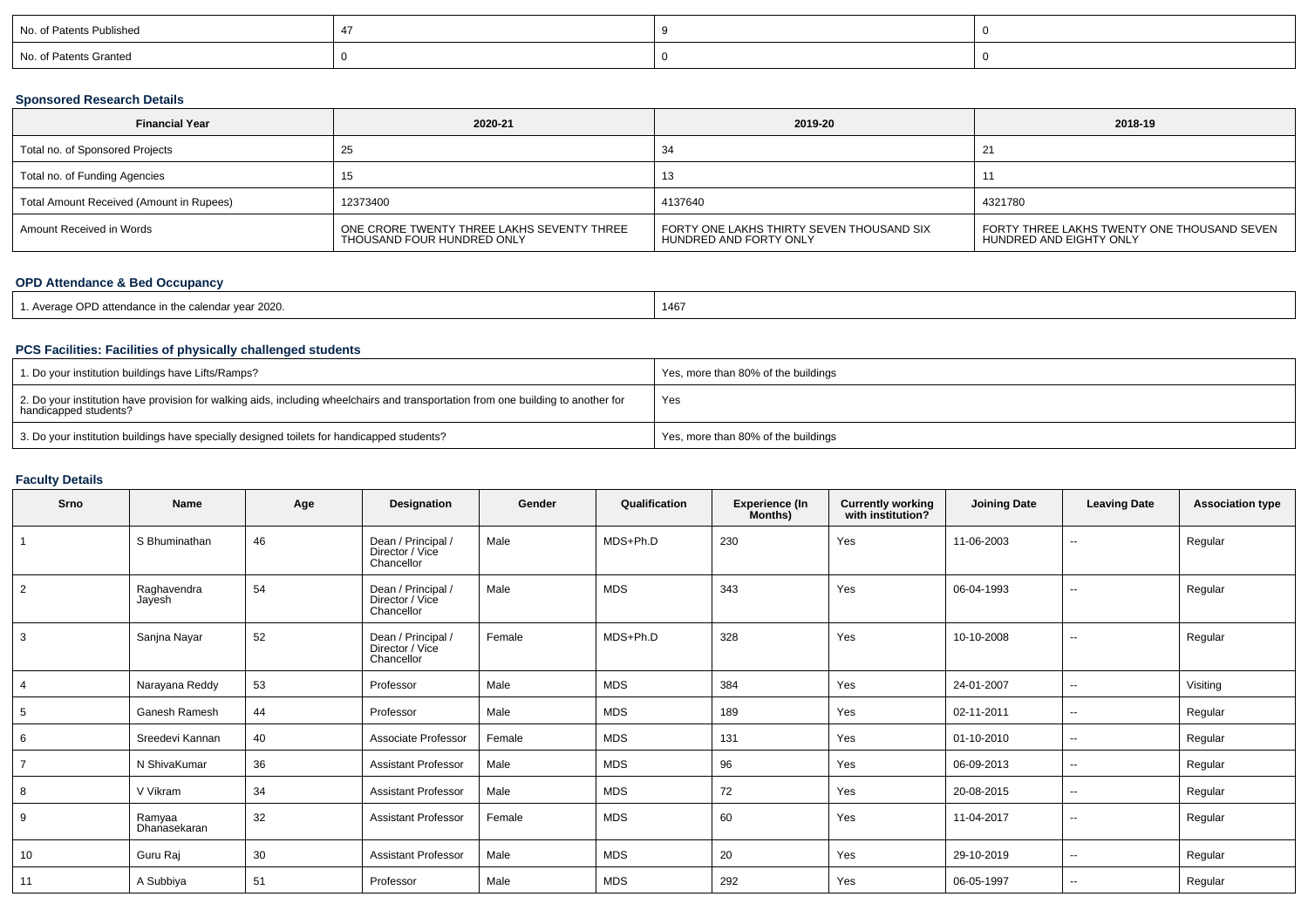| No. of Patents Published | 47 | 9 | 0 |
|---|---|---|---|
| No. of Patents Granted | 0 | 0 | 0 |

### Sponsored Research Details

| Financial Year | 2020-21 | 2019-20 | 2018-19 |
|---|---|---|---|
| Total no. of Sponsored Projects | 25 | 34 | 21 |
| Total no. of Funding Agencies | 15 | 13 | 11 |
| Total Amount Received (Amount in Rupees) | 12373400 | 4137640 | 4321780 |
| Amount Received in Words | ONE CRORE TWENTY THREE LAKHS SEVENTY THREE THOUSAND FOUR HUNDRED ONLY | FORTY ONE LAKHS THIRTY SEVEN THOUSAND SIX HUNDRED AND FORTY ONLY | FORTY THREE LAKHS TWENTY ONE THOUSAND SEVEN HUNDRED AND EIGHTY ONLY |

### OPD Attendance & Bed Occupancy

| 1. Average OPD attendance in the calendar year 2020. | 1467 |
|---|---|

### PCS Facilities: Facilities of physically challenged students

| 1. Do your institution buildings have Lifts/Ramps? | Yes, more than 80% of the buildings |
|---|---|
| 2. Do your institution have provision for walking aids, including wheelchairs and transportation from one building to another for handicapped students? | Yes |
| 3. Do your institution buildings have specially designed toilets for handicapped students? | Yes, more than 80% of the buildings |

### Faculty Details

| Srno | Name | Age | Designation | Gender | Qualification | Experience (In Months) | Currently working with institution? | Joining Date | Leaving Date | Association type |
|---|---|---|---|---|---|---|---|---|---|---|
| 1 | S Bhuminathan | 46 | Dean / Principal / Director / Vice Chancellor | Male | MDS+Ph.D | 230 | Yes | 11-06-2003 | -- | Regular |
| 2 | Raghavendra Jayesh | 54 | Dean / Principal / Director / Vice Chancellor | Male | MDS | 343 | Yes | 06-04-1993 | -- | Regular |
| 3 | Sanjna Nayar | 52 | Dean / Principal / Director / Vice Chancellor | Female | MDS+Ph.D | 328 | Yes | 10-10-2008 | -- | Regular |
| 4 | Narayana Reddy | 53 | Professor | Male | MDS | 384 | Yes | 24-01-2007 | -- | Visiting |
| 5 | Ganesh Ramesh | 44 | Professor | Male | MDS | 189 | Yes | 02-11-2011 | -- | Regular |
| 6 | Sreedevi Kannan | 40 | Associate Professor | Female | MDS | 131 | Yes | 01-10-2010 | -- | Regular |
| 7 | N ShivaKumar | 36 | Assistant Professor | Male | MDS | 96 | Yes | 06-09-2013 | -- | Regular |
| 8 | V Vikram | 34 | Assistant Professor | Male | MDS | 72 | Yes | 20-08-2015 | -- | Regular |
| 9 | Ramyaa Dhanasekaran | 32 | Assistant Professor | Female | MDS | 60 | Yes | 11-04-2017 | -- | Regular |
| 10 | Guru Raj | 30 | Assistant Professor | Male | MDS | 20 | Yes | 29-10-2019 | -- | Regular |
| 11 | A Subbiya | 51 | Professor | Male | MDS | 292 | Yes | 06-05-1997 | -- | Regular |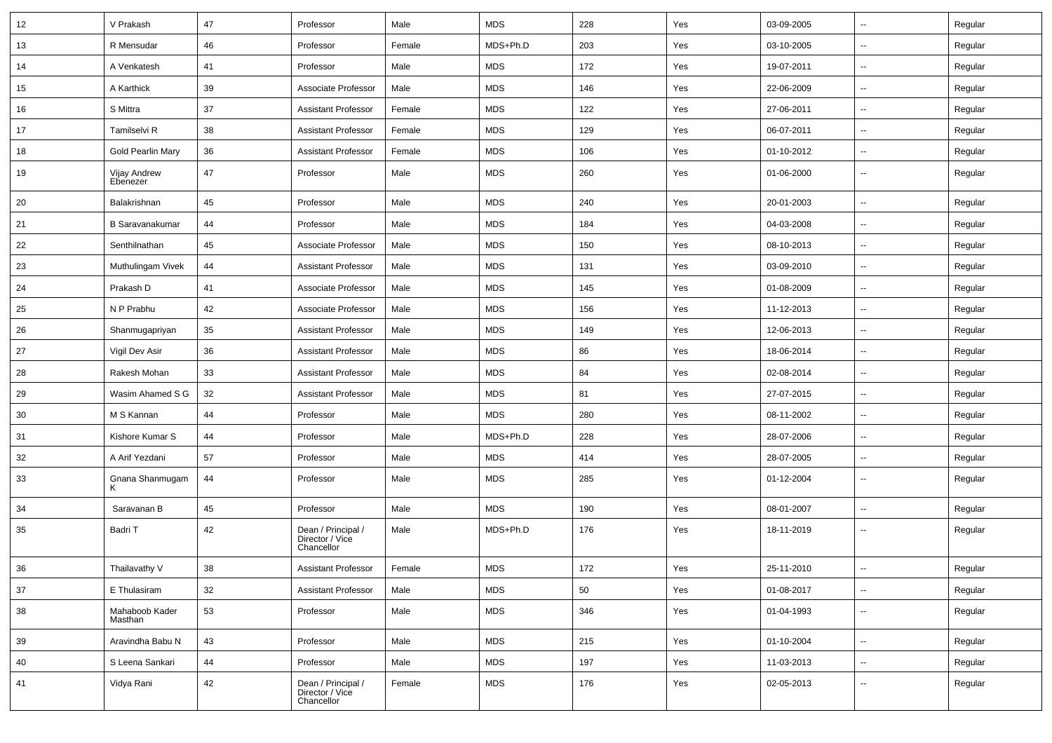| 12 | V Prakash | 47 | Professor | Male | MDS | 228 | Yes | 03-09-2005 | -- | Regular |
|---|---|---|---|---|---|---|---|---|---|---|
| 13 | R Mensudar | 46 | Professor | Female | MDS+Ph.D | 203 | Yes | 03-10-2005 | -- | Regular |
| 14 | A Venkatesh | 41 | Professor | Male | MDS | 172 | Yes | 19-07-2011 | -- | Regular |
| 15 | A Karthick | 39 | Associate Professor | Male | MDS | 146 | Yes | 22-06-2009 | -- | Regular |
| 16 | S Mittra | 37 | Assistant Professor | Female | MDS | 122 | Yes | 27-06-2011 | -- | Regular |
| 17 | Tamilselvi R | 38 | Assistant Professor | Female | MDS | 129 | Yes | 06-07-2011 | -- | Regular |
| 18 | Gold Pearlin Mary | 36 | Assistant Professor | Female | MDS | 106 | Yes | 01-10-2012 | -- | Regular |
| 19 | Vijay Andrew Ebenezer | 47 | Professor | Male | MDS | 260 | Yes | 01-06-2000 | -- | Regular |
| 20 | Balakrishnan | 45 | Professor | Male | MDS | 240 | Yes | 20-01-2003 | -- | Regular |
| 21 | B Saravanakumar | 44 | Professor | Male | MDS | 184 | Yes | 04-03-2008 | -- | Regular |
| 22 | Senthilnathan | 45 | Associate Professor | Male | MDS | 150 | Yes | 08-10-2013 | -- | Regular |
| 23 | Muthulingam Vivek | 44 | Assistant Professor | Male | MDS | 131 | Yes | 03-09-2010 | -- | Regular |
| 24 | Prakash D | 41 | Associate Professor | Male | MDS | 145 | Yes | 01-08-2009 | -- | Regular |
| 25 | N P Prabhu | 42 | Associate Professor | Male | MDS | 156 | Yes | 11-12-2013 | -- | Regular |
| 26 | Shanmugapriyan | 35 | Assistant Professor | Male | MDS | 149 | Yes | 12-06-2013 | -- | Regular |
| 27 | Vigil Dev Asir | 36 | Assistant Professor | Male | MDS | 86 | Yes | 18-06-2014 | -- | Regular |
| 28 | Rakesh Mohan | 33 | Assistant Professor | Male | MDS | 84 | Yes | 02-08-2014 | -- | Regular |
| 29 | Wasim Ahamed S G | 32 | Assistant Professor | Male | MDS | 81 | Yes | 27-07-2015 | -- | Regular |
| 30 | M S Kannan | 44 | Professor | Male | MDS | 280 | Yes | 08-11-2002 | -- | Regular |
| 31 | Kishore Kumar S | 44 | Professor | Male | MDS+Ph.D | 228 | Yes | 28-07-2006 | -- | Regular |
| 32 | A Arif Yezdani | 57 | Professor | Male | MDS | 414 | Yes | 28-07-2005 | -- | Regular |
| 33 | Gnana Shanmugam K | 44 | Professor | Male | MDS | 285 | Yes | 01-12-2004 | -- | Regular |
| 34 | Saravanan B | 45 | Professor | Male | MDS | 190 | Yes | 08-01-2007 | -- | Regular |
| 35 | Badri T | 42 | Dean / Principal / Director / Vice Chancellor | Male | MDS+Ph.D | 176 | Yes | 18-11-2019 | -- | Regular |
| 36 | Thailavathy V | 38 | Assistant Professor | Female | MDS | 172 | Yes | 25-11-2010 | -- | Regular |
| 37 | E Thulasiram | 32 | Assistant Professor | Male | MDS | 50 | Yes | 01-08-2017 | -- | Regular |
| 38 | Mahaboob Kader Masthan | 53 | Professor | Male | MDS | 346 | Yes | 01-04-1993 | -- | Regular |
| 39 | Aravindha Babu N | 43 | Professor | Male | MDS | 215 | Yes | 01-10-2004 | -- | Regular |
| 40 | S Leena Sankari | 44 | Professor | Male | MDS | 197 | Yes | 11-03-2013 | -- | Regular |
| 41 | Vidya Rani | 42 | Dean / Principal / Director / Vice Chancellor | Female | MDS | 176 | Yes | 02-05-2013 | -- | Regular |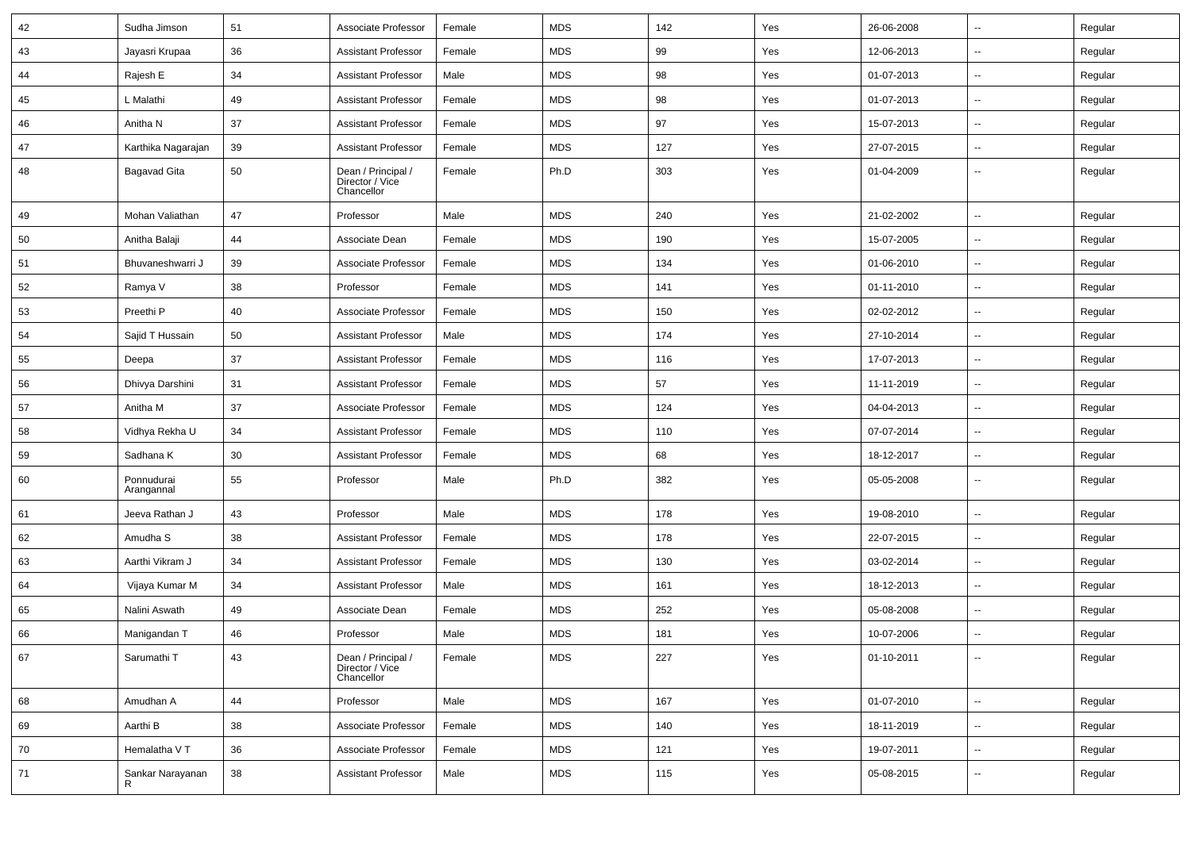| | | | | | | | | | | |
|---|---|---|---|---|---|---|---|---|---|---|
| 42 | Sudha Jimson | 51 | Associate Professor | Female | MDS | 142 | Yes | 26-06-2008 | -- | Regular |
| 43 | Jayasri Krupaa | 36 | Assistant Professor | Female | MDS | 99 | Yes | 12-06-2013 | -- | Regular |
| 44 | Rajesh E | 34 | Assistant Professor | Male | MDS | 98 | Yes | 01-07-2013 | -- | Regular |
| 45 | L Malathi | 49 | Assistant Professor | Female | MDS | 98 | Yes | 01-07-2013 | -- | Regular |
| 46 | Anitha N | 37 | Assistant Professor | Female | MDS | 97 | Yes | 15-07-2013 | -- | Regular |
| 47 | Karthika Nagarajan | 39 | Assistant Professor | Female | MDS | 127 | Yes | 27-07-2015 | -- | Regular |
| 48 | Bagavad Gita | 50 | Dean / Principal / Director / Vice Chancellor | Female | Ph.D | 303 | Yes | 01-04-2009 | -- | Regular |
| 49 | Mohan Valiathan | 47 | Professor | Male | MDS | 240 | Yes | 21-02-2002 | -- | Regular |
| 50 | Anitha Balaji | 44 | Associate Dean | Female | MDS | 190 | Yes | 15-07-2005 | -- | Regular |
| 51 | Bhuvaneshwarri J | 39 | Associate Professor | Female | MDS | 134 | Yes | 01-06-2010 | -- | Regular |
| 52 | Ramya V | 38 | Professor | Female | MDS | 141 | Yes | 01-11-2010 | -- | Regular |
| 53 | Preethi P | 40 | Associate Professor | Female | MDS | 150 | Yes | 02-02-2012 | -- | Regular |
| 54 | Sajid T Hussain | 50 | Assistant Professor | Male | MDS | 174 | Yes | 27-10-2014 | -- | Regular |
| 55 | Deepa | 37 | Assistant Professor | Female | MDS | 116 | Yes | 17-07-2013 | -- | Regular |
| 56 | Dhivya Darshini | 31 | Assistant Professor | Female | MDS | 57 | Yes | 11-11-2019 | -- | Regular |
| 57 | Anitha M | 37 | Associate Professor | Female | MDS | 124 | Yes | 04-04-2013 | -- | Regular |
| 58 | Vidhya Rekha U | 34 | Assistant Professor | Female | MDS | 110 | Yes | 07-07-2014 | -- | Regular |
| 59 | Sadhana K | 30 | Assistant Professor | Female | MDS | 68 | Yes | 18-12-2017 | -- | Regular |
| 60 | Ponnudurai Arangannal | 55 | Professor | Male | Ph.D | 382 | Yes | 05-05-2008 | -- | Regular |
| 61 | Jeeva Rathan J | 43 | Professor | Male | MDS | 178 | Yes | 19-08-2010 | -- | Regular |
| 62 | Amudha S | 38 | Assistant Professor | Female | MDS | 178 | Yes | 22-07-2015 | -- | Regular |
| 63 | Aarthi Vikram J | 34 | Assistant Professor | Female | MDS | 130 | Yes | 03-02-2014 | -- | Regular |
| 64 | Vijaya Kumar M | 34 | Assistant Professor | Male | MDS | 161 | Yes | 18-12-2013 | -- | Regular |
| 65 | Nalini Aswath | 49 | Associate Dean | Female | MDS | 252 | Yes | 05-08-2008 | -- | Regular |
| 66 | Manigandan T | 46 | Professor | Male | MDS | 181 | Yes | 10-07-2006 | -- | Regular |
| 67 | Sarumathi T | 43 | Dean / Principal / Director / Vice Chancellor | Female | MDS | 227 | Yes | 01-10-2011 | -- | Regular |
| 68 | Amudhan A | 44 | Professor | Male | MDS | 167 | Yes | 01-07-2010 | -- | Regular |
| 69 | Aarthi B | 38 | Associate Professor | Female | MDS | 140 | Yes | 18-11-2019 | -- | Regular |
| 70 | Hemalatha V T | 36 | Associate Professor | Female | MDS | 121 | Yes | 19-07-2011 | -- | Regular |
| 71 | Sankar Narayanan R | 38 | Assistant Professor | Male | MDS | 115 | Yes | 05-08-2015 | -- | Regular |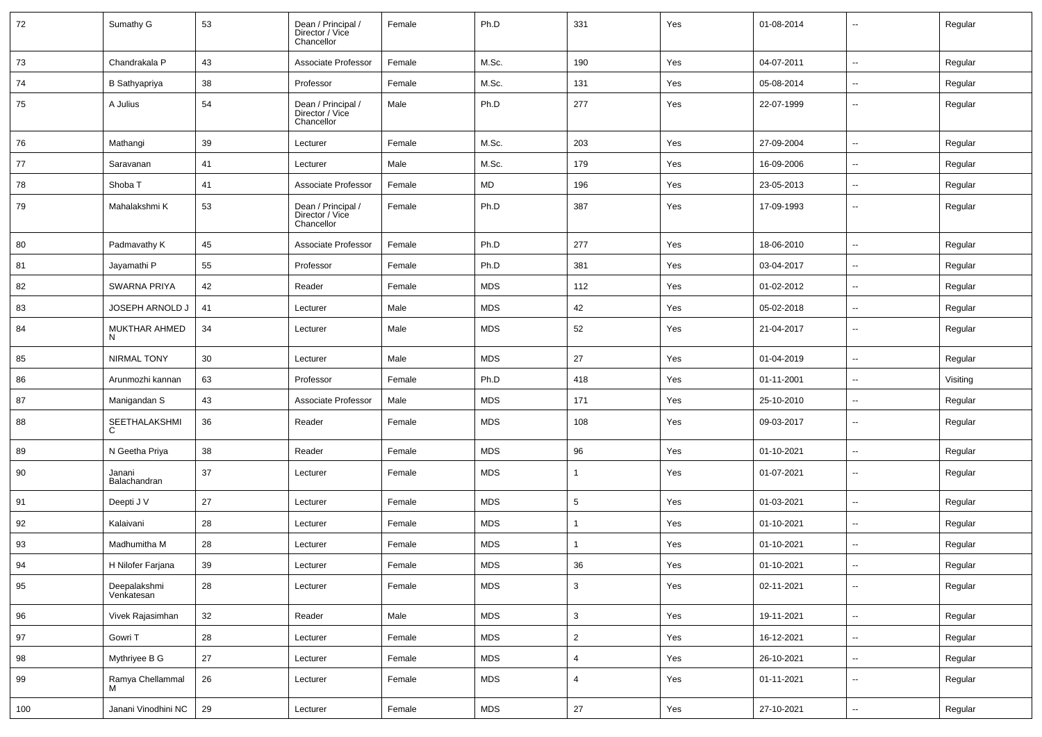| 72 | Sumathy G | 53 | Dean / Principal / Director / Vice Chancellor | Female | Ph.D | 331 | Yes | 01-08-2014 | -- | Regular |
|---|---|---|---|---|---|---|---|---|---|---|
| 73 | Chandrakala P | 43 | Associate Professor | Female | M.Sc. | 190 | Yes | 04-07-2011 | -- | Regular |
| 74 | B Sathyapriya | 38 | Professor | Female | M.Sc. | 131 | Yes | 05-08-2014 | -- | Regular |
| 75 | A Julius | 54 | Dean / Principal / Director / Vice Chancellor | Male | Ph.D | 277 | Yes | 22-07-1999 | -- | Regular |
| 76 | Mathangi | 39 | Lecturer | Female | M.Sc. | 203 | Yes | 27-09-2004 | -- | Regular |
| 77 | Saravanan | 41 | Lecturer | Male | M.Sc. | 179 | Yes | 16-09-2006 | -- | Regular |
| 78 | Shoba T | 41 | Associate Professor | Female | MD | 196 | Yes | 23-05-2013 | -- | Regular |
| 79 | Mahalakshmi K | 53 | Dean / Principal / Director / Vice Chancellor | Female | Ph.D | 387 | Yes | 17-09-1993 | -- | Regular |
| 80 | Padmavathy K | 45 | Associate Professor | Female | Ph.D | 277 | Yes | 18-06-2010 | -- | Regular |
| 81 | Jayamathi P | 55 | Professor | Female | Ph.D | 381 | Yes | 03-04-2017 | -- | Regular |
| 82 | SWARNA PRIYA | 42 | Reader | Female | MDS | 112 | Yes | 01-02-2012 | -- | Regular |
| 83 | JOSEPH ARNOLD J | 41 | Lecturer | Male | MDS | 42 | Yes | 05-02-2018 | -- | Regular |
| 84 | MUKTHAR AHMED N | 34 | Lecturer | Male | MDS | 52 | Yes | 21-04-2017 | -- | Regular |
| 85 | NIRMAL TONY | 30 | Lecturer | Male | MDS | 27 | Yes | 01-04-2019 | -- | Regular |
| 86 | Arunmozhi kannan | 63 | Professor | Female | Ph.D | 418 | Yes | 01-11-2001 | -- | Visiting |
| 87 | Manigandan S | 43 | Associate Professor | Male | MDS | 171 | Yes | 25-10-2010 | -- | Regular |
| 88 | SEETHALAKSHMI C | 36 | Reader | Female | MDS | 108 | Yes | 09-03-2017 | -- | Regular |
| 89 | N Geetha Priya | 38 | Reader | Female | MDS | 96 | Yes | 01-10-2021 | -- | Regular |
| 90 | Janani Balachandran | 37 | Lecturer | Female | MDS | 1 | Yes | 01-07-2021 | -- | Regular |
| 91 | Deepti J V | 27 | Lecturer | Female | MDS | 5 | Yes | 01-03-2021 | -- | Regular |
| 92 | Kalaivani | 28 | Lecturer | Female | MDS | 1 | Yes | 01-10-2021 | -- | Regular |
| 93 | Madhumitha M | 28 | Lecturer | Female | MDS | 1 | Yes | 01-10-2021 | -- | Regular |
| 94 | H Nilofer Farjana | 39 | Lecturer | Female | MDS | 36 | Yes | 01-10-2021 | -- | Regular |
| 95 | Deepalakshmi Venkatesan | 28 | Lecturer | Female | MDS | 3 | Yes | 02-11-2021 | -- | Regular |
| 96 | Vivek Rajasimhan | 32 | Reader | Male | MDS | 3 | Yes | 19-11-2021 | -- | Regular |
| 97 | Gowri T | 28 | Lecturer | Female | MDS | 2 | Yes | 16-12-2021 | -- | Regular |
| 98 | Mythriyee B G | 27 | Lecturer | Female | MDS | 4 | Yes | 26-10-2021 | -- | Regular |
| 99 | Ramya Chellammal M | 26 | Lecturer | Female | MDS | 4 | Yes | 01-11-2021 | -- | Regular |
| 100 | Janani Vinodhini NC | 29 | Lecturer | Female | MDS | 27 | Yes | 27-10-2021 | -- | Regular |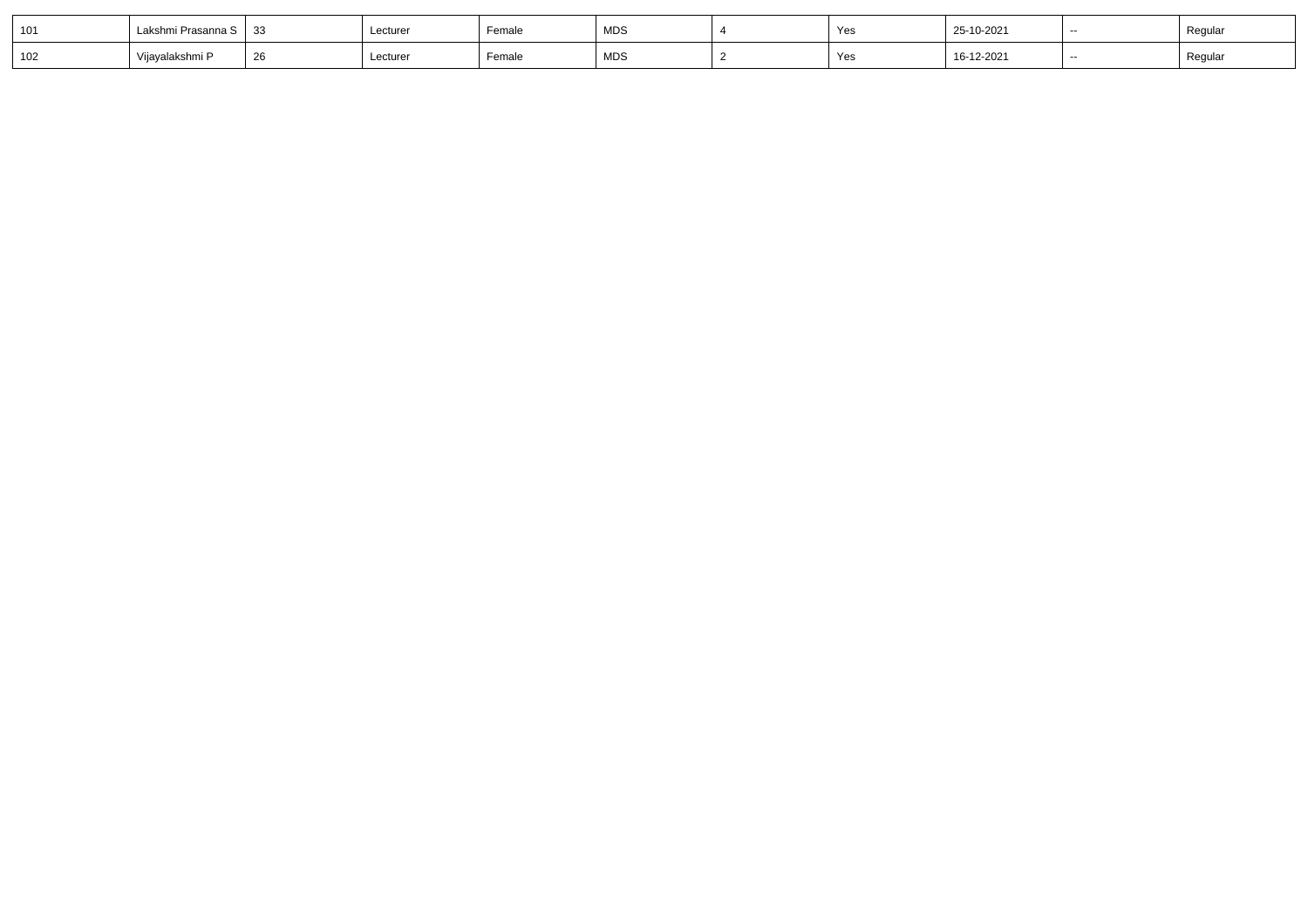| | | | | | | | | | | |
|---|---|---|---|---|---|---|---|---|---|---|
| 101 | Lakshmi Prasanna S | 33 | Lecturer | Female | MDS | 4 | Yes | 25-10-2021 | -- | Regular |
| 102 | Vijayalakshmi P | 26 | Lecturer | Female | MDS | 2 | Yes | 16-12-2021 | -- | Regular |